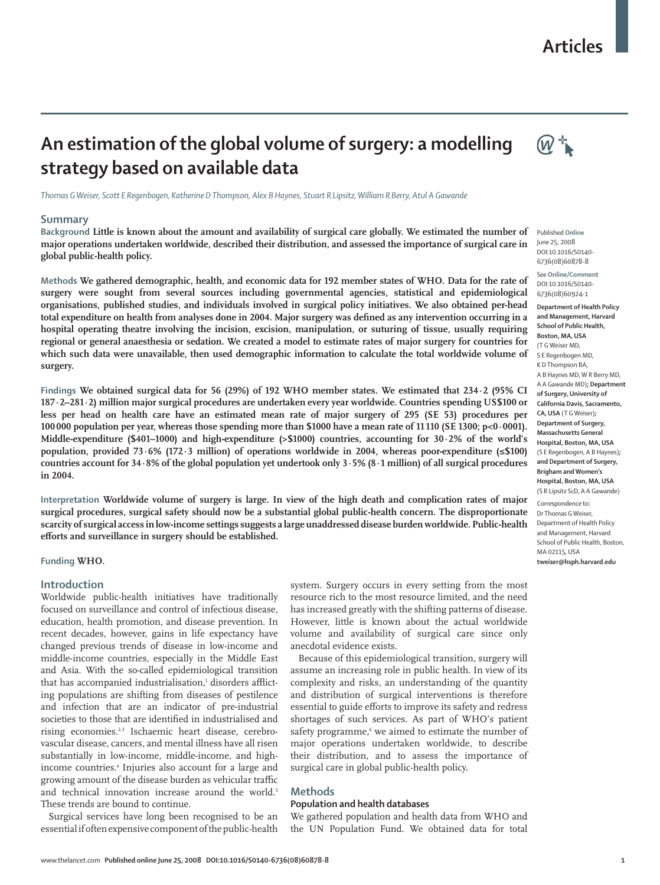# An estimation of the global volume of surgery: a modelling strategy based on available data

*Thomas G Weiser, Scott E Regenbogen, Katherine D Thompson, Alex B Haynes, Stuart R Lipsitz, William R Berry, Atul A Gawande*

## Summary

**Background** **Little is known about the amount and availability of surgical care globally. We estimated the number of major operations undertaken worldwide, described their distribution, and assessed the importance of surgical care in global public-health policy.**

**Methods** **We gathered demographic, health, and economic data for 192 member states of WHO. Data for the rate of surgery were sought from several sources including governmental agencies, statistical and epidemiological organisations, published studies, and individuals involved in surgical policy initiatives. We also obtained per-head total expenditure on health from analyses done in 2004. Major surgery was defined as any intervention occurring in a hospital operating theatre involving the incision, excision, manipulation, or suturing of tissue, usually requiring regional or general anaesthesia or sedation. We created a model to estimate rates of major surgery for countries for which such data were unavailable, then used demographic information to calculate the total worldwide volume of surgery.**

**Findings** **We obtained surgical data for 56 (29%) of 192 WHO member states. We estimated that 234·2 (95% CI 187·2–281·2) million major surgical procedures are undertaken every year worldwide. Countries spending US$100 or less per head on health care have an estimated mean rate of major surgery of 295 (SE 53) procedures per 100 000 population per year, whereas those spending more than $1000 have a mean rate of 11 110 (SE 1300; p<0·0001). Middle-expenditure ($401–1000) and high-expenditure (>$1000) countries, accounting for 30·2% of the world's population, provided 73·6% (172·3 million) of operations worldwide in 2004, whereas poor-expenditure (≤$100) countries account for 34·8% of the global population yet undertook only 3·5% (8·1 million) of all surgical procedures in 2004.**

**Interpretation** **Worldwide volume of surgery is large. In view of the high death and complication rates of major surgical procedures, surgical safety should now be a substantial global public-health concern. The disproportionate scarcity of surgical access in low-income settings suggests a large unaddressed disease burden worldwide. Public-health efforts and surveillance in surgery should be established.**

**Funding** **WHO.**

Published **Online** June 25, 2008 DOI:10.1016/S0140-6736(08)60878-8

See **Online/Comment** DOI:10.1016/S0140-6736(08)60924-1

**Department of Health Policy and Management, Harvard School of Public Health, Boston, MA, USA** (T G Weiser MD, S E Regenbogen MD, K D Thompson BA, A B Haynes MD, W R Berry MD, A A Gawande MD)**; Department of Surgery, University of California Davis, Sacramento, CA, USA** (T G Weiser)**; Department of Surgery, Massachusetts General Hospital, Boston, MA, USA** (S E Regenbogen, A B Haynes)**; and Department of Surgery, Brigham and Women's Hospital, Boston, MA, USA** (S R Lipsitz ScD, A A Gawande)

Correspondence to: Dr Thomas G Weiser, Department of Health Policy and Management, Harvard School of Public Health, Boston, MA 02115, USA **tweiser@hsph.harvard.edu**

## Introduction

Worldwide public-health initiatives have traditionally focused on surveillance and control of infectious disease, education, health promotion, and disease prevention. In recent decades, however, gains in life expectancy have changed previous trends of disease in low-income and middle-income countries, especially in the Middle East and Asia. With the so-called epidemiological transition that has accompanied industrialisation,[1] disorders afflicting populations are shifting from diseases of pestilence and infection that are an indicator of pre-industrial societies to those that are identified in industrialised and rising economies.[2,3] Ischaemic heart disease, cerebrovascular disease, cancers, and mental illness have all risen substantially in low-income, middle-income, and high-income countries.[4] Injuries also account for a large and growing amount of the disease burden as vehicular traffic and technical innovation increase around the world.[5] These trends are bound to continue.

Surgical services have long been recognised to be an essential if often expensive component of the public-health system. Surgery occurs in every setting from the most resource rich to the most resource limited, and the need has increased greatly with the shifting patterns of disease. However, little is known about the actual worldwide volume and availability of surgical care since only anecdotal evidence exists.

Because of this epidemiological transition, surgery will assume an increasing role in public health. In view of its complexity and risks, an understanding of the quantity and distribution of surgical interventions is therefore essential to guide efforts to improve its safety and redress shortages of such services. As part of WHO's patient safety programme,[6] we aimed to estimate the number of major operations undertaken worldwide, to describe their distribution, and to assess the importance of surgical care in global public-health policy.

## Methods

### Population and health databases

We gathered population and health data from WHO and the UN Population Fund. We obtained data for total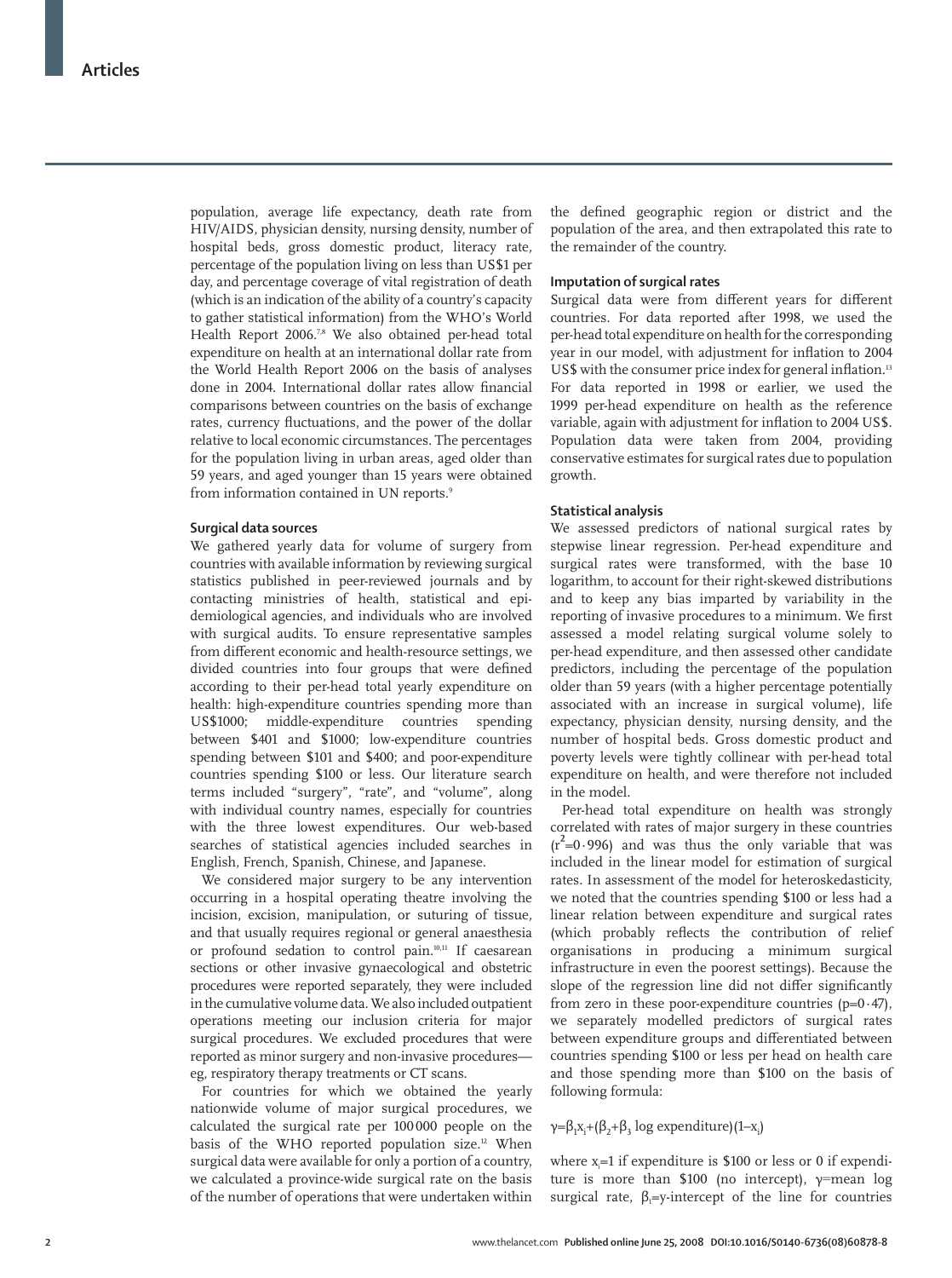population, average life expectancy, death rate from HIV/AIDS, physician density, nursing density, number of hospital beds, gross domestic product, literacy rate, percentage of the population living on less than US$1 per day, and percentage coverage of vital registration of death (which is an indication of the ability of a country's capacity to gather statistical information) from the WHO's World Health Report 2006.[7,8] We also obtained per-head total expenditure on health at an international dollar rate from the World Health Report 2006 on the basis of analyses done in 2004. International dollar rates allow financial comparisons between countries on the basis of exchange rates, currency fluctuations, and the power of the dollar relative to local economic circumstances. The percentages for the population living in urban areas, aged older than 59 years, and aged younger than 15 years were obtained from information contained in UN reports.[9]

### Surgical data sources

We gathered yearly data for volume of surgery from countries with available information by reviewing surgical statistics published in peer-reviewed journals and by contacting ministries of health, statistical and epidemiological agencies, and individuals who are involved with surgical audits. To ensure representative samples from different economic and health-resource settings, we divided countries into four groups that were defined according to their per-head total yearly expenditure on health: high-expenditure countries spending more than US$1000; middle-expenditure countries spending between $401 and $1000; low-expenditure countries spending between $101 and $400; and poor-expenditure countries spending $100 or less. Our literature search terms included "surgery", "rate", and "volume", along with individual country names, especially for countries with the three lowest expenditures. Our web-based searches of statistical agencies included searches in English, French, Spanish, Chinese, and Japanese.

We considered major surgery to be any intervention occurring in a hospital operating theatre involving the incision, excision, manipulation, or suturing of tissue, and that usually requires regional or general anaesthesia or profound sedation to control pain.[10,11] If caesarean sections or other invasive gynaecological and obstetric procedures were reported separately, they were included in the cumulative volume data. We also included outpatient operations meeting our inclusion criteria for major surgical procedures. We excluded procedures that were reported as minor surgery and non-invasive procedures—eg, respiratory therapy treatments or CT scans.

For countries for which we obtained the yearly nationwide volume of major surgical procedures, we calculated the surgical rate per 100 000 people on the basis of the WHO reported population size.[12] When surgical data were available for only a portion of a country, we calculated a province-wide surgical rate on the basis of the number of operations that were undertaken within the defined geographic region or district and the population of the area, and then extrapolated this rate to the remainder of the country.

### Imputation of surgical rates

Surgical data were from different years for different countries. For data reported after 1998, we used the per-head total expenditure on health for the corresponding year in our model, with adjustment for inflation to 2004 US$ with the consumer price index for general inflation.[13] For data reported in 1998 or earlier, we used the 1999 per-head expenditure on health as the reference variable, again with adjustment for inflation to 2004 US$. Population data were taken from 2004, providing conservative estimates for surgical rates due to population growth.

### Statistical analysis

We assessed predictors of national surgical rates by stepwise linear regression. Per-head expenditure and surgical rates were transformed, with the base 10 logarithm, to account for their right-skewed distributions and to keep any bias imparted by variability in the reporting of invasive procedures to a minimum. We first assessed a model relating surgical volume solely to per-head expenditure, and then assessed other candidate predictors, including the percentage of the population older than 59 years (with a higher percentage potentially associated with an increase in surgical volume), life expectancy, physician density, nursing density, and the number of hospital beds. Gross domestic product and poverty levels were tightly collinear with per-head total expenditure on health, and were therefore not included in the model.

Per-head total expenditure on health was strongly correlated with rates of major surgery in these countries ($r^2$=0·996) and was thus the only variable that was included in the linear model for estimation of surgical rates. In assessment of the model for heteroskedasticity, we noted that the countries spending $100 or less had a linear relation between expenditure and surgical rates (which probably reflects the contribution of relief organisations in producing a minimum surgical infrastructure in even the poorest settings). Because the slope of the regression line did not differ significantly from zero in these poor-expenditure countries (p=0·47), we separately modelled predictors of surgical rates between expenditure groups and differentiated between countries spending $100 or less per head on health care and those spending more than $100 on the basis of following formula:

$$\gamma=\beta_1 x_i+(\beta_2+\beta_3 \log \text{expenditure})(1-x_i)$$

where $x_i$=1 if expenditure is $100 or less or 0 if expenditure is more than $100 (no intercept), $\gamma$=mean log surgical rate, $\beta_1$=y-intercept of the line for countries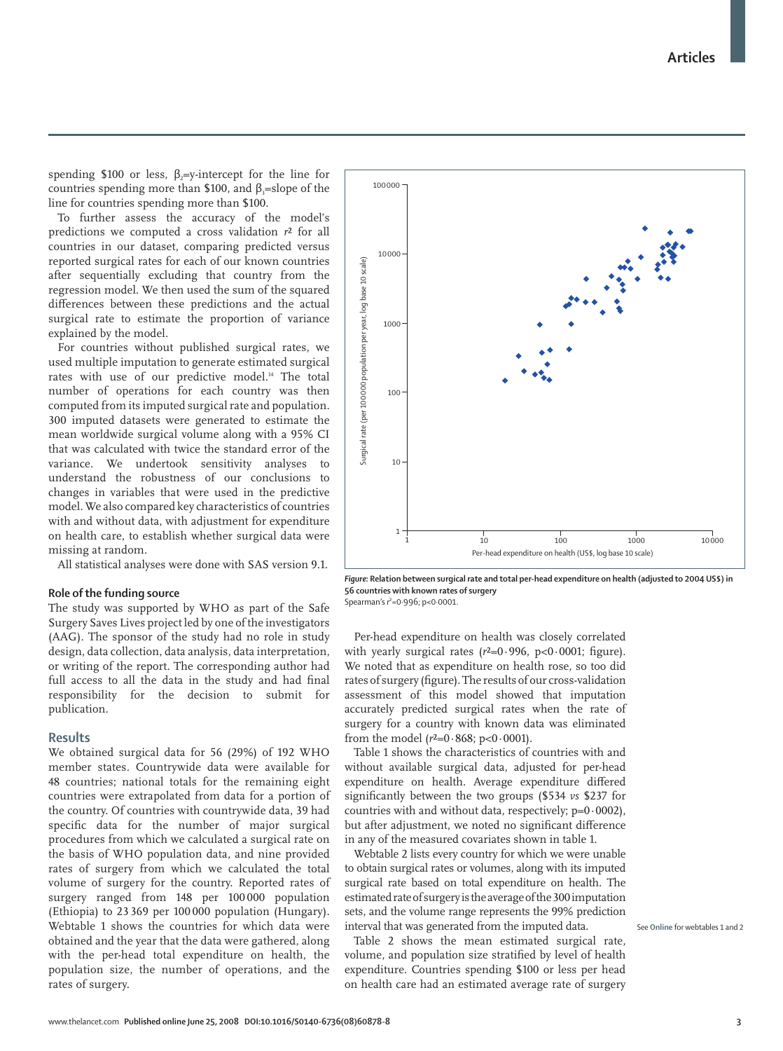spending \$100 or less, $\beta_2$=y-intercept for the line for countries spending more than \$100, and $\beta_3$=slope of the line for countries spending more than \$100.

To further assess the accuracy of the model's predictions we computed a cross validation $r^2$ for all countries in our dataset, comparing predicted versus reported surgical rates for each of our known countries after sequentially excluding that country from the regression model. We then used the sum of the squared differences between these predictions and the actual surgical rate to estimate the proportion of variance explained by the model.

For countries without published surgical rates, we used multiple imputation to generate estimated surgical rates with use of our predictive model.[14] The total number of operations for each country was then computed from its imputed surgical rate and population. 300 imputed datasets were generated to estimate the mean worldwide surgical volume along with a 95% CI that was calculated with twice the standard error of the variance. We undertook sensitivity analyses to understand the robustness of our conclusions to changes in variables that were used in the predictive model. We also compared key characteristics of countries with and without data, with adjustment for expenditure on health care, to establish whether surgical data were missing at random.

All statistical analyses were done with SAS version 9.1.

### Role of the funding source

The study was supported by WHO as part of the Safe Surgery Saves Lives project led by one of the investigators (AAG). The sponsor of the study had no role in study design, data collection, data analysis, data interpretation, or writing of the report. The corresponding author had full access to all the data in the study and had final responsibility for the decision to submit for publication.

## Results

We obtained surgical data for 56 (29%) of 192 WHO member states. Countrywide data were available for 48 countries; national totals for the remaining eight countries were extrapolated from data for a portion of the country. Of countries with countrywide data, 39 had specific data for the number of major surgical procedures from which we calculated a surgical rate on the basis of WHO population data, and nine provided rates of surgery from which we calculated the total volume of surgery for the country. Reported rates of surgery ranged from 148 per 100 000 population (Ethiopia) to 23 369 per 100 000 population (Hungary). Webtable 1 shows the countries for which data were obtained and the year that the data were gathered, along with the per-head total expenditure on health, the population size, the number of operations, and the rates of surgery.

**Figure: Relation between surgical rate and total per-head expenditure on health (adjusted to 2004 US\$) in 56 countries with known rates of surgery**
Spearman's $r^2$=0·996; p<0·0001.

Per-head expenditure on health was closely correlated with yearly surgical rates ($r^2$=0·996, p<0·0001; figure). We noted that as expenditure on health rose, so too did rates of surgery (figure). The results of our cross-validation assessment of this model showed that imputation accurately predicted surgical rates when the rate of surgery for a country with known data was eliminated from the model ($r^2$=0·868; p<0·0001).

Table 1 shows the characteristics of countries with and without available surgical data, adjusted for per-head expenditure on health. Average expenditure differed significantly between the two groups (\$534 *vs* \$237 for countries with and without data, respectively; p=0·0002), but after adjustment, we noted no significant difference in any of the measured covariates shown in table 1.

Webtable 2 lists every country for which we were unable to obtain surgical rates or volumes, along with its imputed surgical rate based on total expenditure on health. The estimated rate of surgery is the average of the 300 imputation sets, and the volume range represents the 99% prediction interval that was generated from the imputed data.

See **Online** for webtables 1 and 2

Table 2 shows the mean estimated surgical rate, volume, and population size stratified by level of health expenditure. Countries spending \$100 or less per head on health care had an estimated average rate of surgery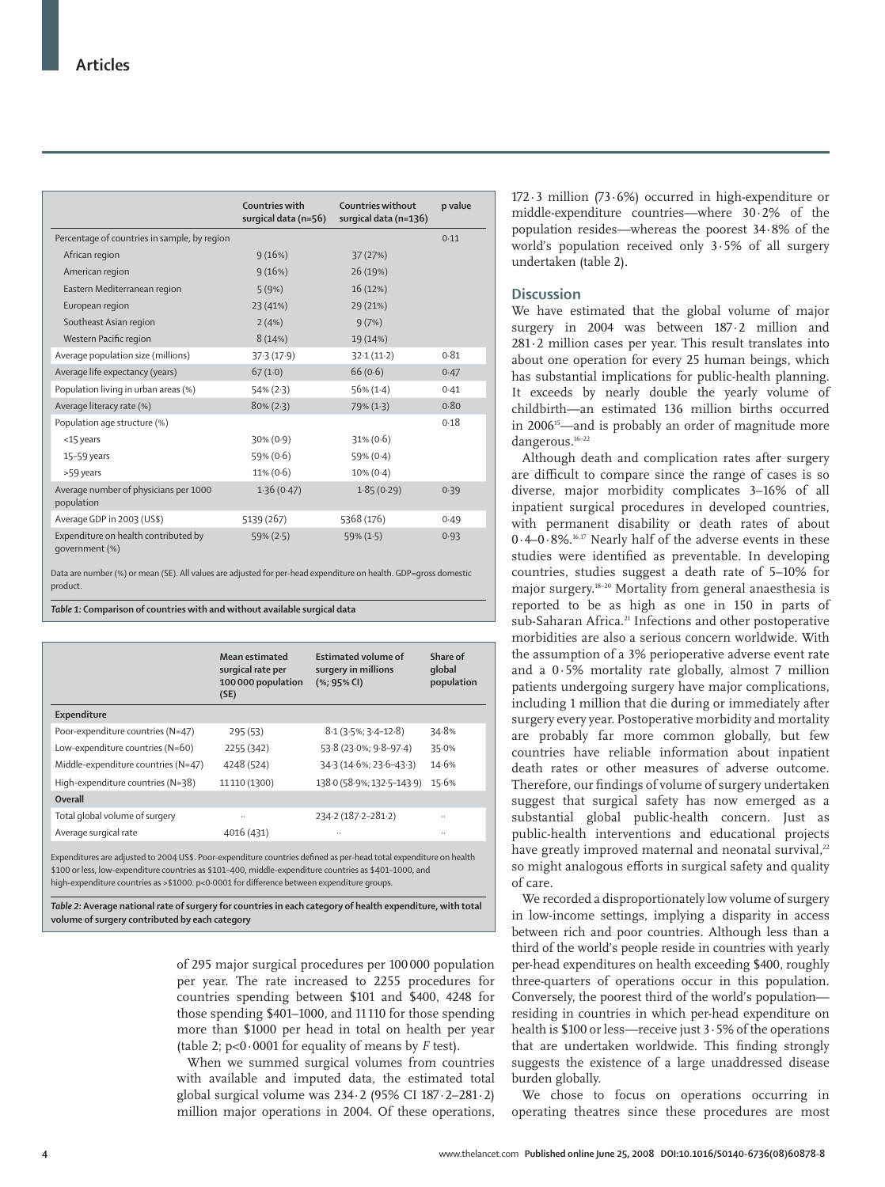| | Countries with surgical data (n=56) | Countries without surgical data (n=136) | p value |
|---|---|---|---|
| Percentage of countries in sample, by region | | | 0·11 |
| African region | 9 (16%) | 37 (27%) | |
| American region | 9 (16%) | 26 (19%) | |
| Eastern Mediterranean region | 5 (9%) | 16 (12%) | |
| European region | 23 (41%) | 29 (21%) | |
| Southeast Asian region | 2 (4%) | 9 (7%) | |
| Western Pacific region | 8 (14%) | 19 (14%) | |
| Average population size (millions) | 37·3 (17·9) | 32·1 (11·2) | 0·81 |
| Average life expectancy (years) | 67 (1·0) | 66 (0·6) | 0·47 |
| Population living in urban areas (%) | 54% (2·3) | 56% (1·4) | 0·41 |
| Average literacy rate (%) | 80% (2·3) | 79% (1·3) | 0·80 |
| Population age structure (%) | | | 0·18 |
| <15 years | 30% (0·9) | 31% (0·6) | |
| 15–59 years | 59% (0·6) | 59% (0·4) | |
| >59 years | 11% (0·6) | 10% (0·4) | |
| Average number of physicians per 1000 population | 1·36 (0·47) | 1·85 (0·29) | 0·39 |
| Average GDP in 2003 (US$) | 5139 (267) | 5368 (176) | 0·49 |
| Expenditure on health contributed by government (%) | 59% (2·5) | 59% (1·5) | 0·93 |

Data are number (%) or mean (SE). All values are adjusted for per-head expenditure on health. GDP=gross domestic product.

*Table 1:* **Comparison of countries with and without available surgical data**

| | Mean estimated surgical rate per 100 000 population (SE) | Estimated volume of surgery in millions (%; 95% CI) | Share of global population |
|---|---|---|---|
| **Expenditure** | | | |
| Poor-expenditure countries (N=47) | 295 (53) | 8·1 (3·5%; 3·4–12·8) | 34·8% |
| Low-expenditure countries (N=60) | 2255 (342) | 53·8 (23·0%; 9·8–97·4) | 35·0% |
| Middle-expenditure countries (N=47) | 4248 (524) | 34·3 (14·6%; 23·6–43·3) | 14·6% |
| High-expenditure countries (N=38) | 11 110 (1300) | 138·0 (58·9%; 132·5–143·9) | 15·6% |
| **Overall** | | | |
| Total global volume of surgery | .. | 234·2 (187·2–281·2) | .. |
| Average surgical rate | 4016 (431) | .. | .. |

Expenditures are adjusted to 2004 US$. Poor-expenditure countries defined as per-head total expenditure on health $100 or less, low-expenditure countries as $101–400, middle-expenditure countries as $401–1000, and high-expenditure countries as >$1000. p<0·0001 for difference between expenditure groups.

*Table 2:* **Average national rate of surgery for countries in each category of health expenditure, with total volume of surgery contributed by each category**

of 295 major surgical procedures per 100 000 population per year. The rate increased to 2255 procedures for countries spending between $101 and $400, 4248 for those spending $401–1000, and 11 110 for those spending more than $1000 per head in total on health per year (table 2; $p<0·0001$ for equality of means by *F* test).

When we summed surgical volumes from countries with available and imputed data, the estimated total global surgical volume was 234·2 (95% CI 187·2–281·2) million major operations in 2004. Of these operations, 172·3 million (73·6%) occurred in high-expenditure or middle-expenditure countries—where 30·2% of the population resides—whereas the poorest 34·8% of the world's population received only 3·5% of all surgery undertaken (table 2).

## Discussion

We have estimated that the global volume of major surgery in 2004 was between 187·2 million and 281·2 million cases per year. This result translates into about one operation for every 25 human beings, which has substantial implications for public-health planning. It exceeds by nearly double the yearly volume of childbirth—an estimated 136 million births occurred in 2006[15]—and is probably an order of magnitude more dangerous.[16–22]

Although death and complication rates after surgery are difficult to compare since the range of cases is so diverse, major morbidity complicates 3–16% of all inpatient surgical procedures in developed countries, with permanent disability or death rates of about 0·4–0·8%.[16,17] Nearly half of the adverse events in these studies were identified as preventable. In developing countries, studies suggest a death rate of 5–10% for major surgery.[18–20] Mortality from general anaesthesia is reported to be as high as one in 150 in parts of sub-Saharan Africa.[21] Infections and other postoperative morbidities are also a serious concern worldwide. With the assumption of a 3% perioperative adverse event rate and a 0·5% mortality rate globally, almost 7 million patients undergoing surgery have major complications, including 1 million that die during or immediately after surgery every year. Postoperative morbidity and mortality are probably far more common globally, but few countries have reliable information about inpatient death rates or other measures of adverse outcome. Therefore, our findings of volume of surgery undertaken suggest that surgical safety has now emerged as a substantial global public-health concern. Just as public-health interventions and educational projects have greatly improved maternal and neonatal survival,[22] so might analogous efforts in surgical safety and quality of care.

We recorded a disproportionately low volume of surgery in low-income settings, implying a disparity in access between rich and poor countries. Although less than a third of the world's people reside in countries with yearly per-head expenditures on health exceeding $400, roughly three-quarters of operations occur in this population. Conversely, the poorest third of the world's population—residing in countries in which per-head expenditure on health is $100 or less—receive just 3·5% of the operations that are undertaken worldwide. This finding strongly suggests the existence of a large unaddressed disease burden globally.

We chose to focus on operations occurring in operating theatres since these procedures are most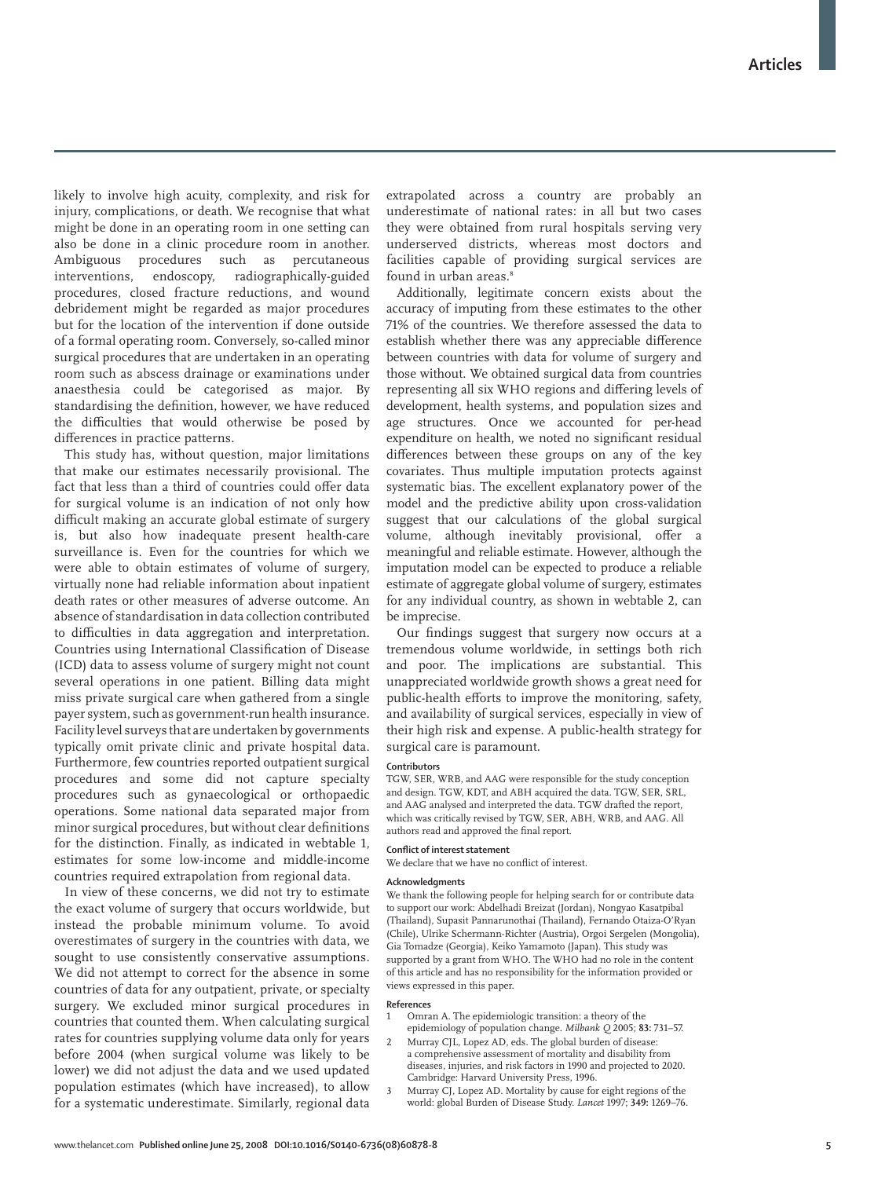likely to involve high acuity, complexity, and risk for injury, complications, or death. We recognise that what might be done in an operating room in one setting can also be done in a clinic procedure room in another. Ambiguous procedures such as percutaneous interventions, endoscopy, radiographically-guided procedures, closed fracture reductions, and wound debridement might be regarded as major procedures but for the location of the intervention if done outside of a formal operating room. Conversely, so-called minor surgical procedures that are undertaken in an operating room such as abscess drainage or examinations under anaesthesia could be categorised as major. By standardising the definition, however, we have reduced the difficulties that would otherwise be posed by differences in practice patterns.

This study has, without question, major limitations that make our estimates necessarily provisional. The fact that less than a third of countries could offer data for surgical volume is an indication of not only how difficult making an accurate global estimate of surgery is, but also how inadequate present health-care surveillance is. Even for the countries for which we were able to obtain estimates of volume of surgery, virtually none had reliable information about inpatient death rates or other measures of adverse outcome. An absence of standardisation in data collection contributed to difficulties in data aggregation and interpretation. Countries using International Classification of Disease (ICD) data to assess volume of surgery might not count several operations in one patient. Billing data might miss private surgical care when gathered from a single payer system, such as government-run health insurance. Facility level surveys that are undertaken by governments typically omit private clinic and private hospital data. Furthermore, few countries reported outpatient surgical procedures and some did not capture specialty procedures such as gynaecological or orthopaedic operations. Some national data separated major from minor surgical procedures, but without clear definitions for the distinction. Finally, as indicated in webtable 1, estimates for some low-income and middle-income countries required extrapolation from regional data.

In view of these concerns, we did not try to estimate the exact volume of surgery that occurs worldwide, but instead the probable minimum volume. To avoid overestimates of surgery in the countries with data, we sought to use consistently conservative assumptions. We did not attempt to correct for the absence in some countries of data for any outpatient, private, or specialty surgery. We excluded minor surgical procedures in countries that counted them. When calculating surgical rates for countries supplying volume data only for years before 2004 (when surgical volume was likely to be lower) we did not adjust the data and we used updated population estimates (which have increased), to allow for a systematic underestimate. Similarly, regional data extrapolated across a country are probably an underestimate of national rates: in all but two cases they were obtained from rural hospitals serving very underserved districts, whereas most doctors and facilities capable of providing surgical services are found in urban areas.[8]

Additionally, legitimate concern exists about the accuracy of imputing from these estimates to the other 71% of the countries. We therefore assessed the data to establish whether there was any appreciable difference between countries with data for volume of surgery and those without. We obtained surgical data from countries representing all six WHO regions and differing levels of development, health systems, and population sizes and age structures. Once we accounted for per-head expenditure on health, we noted no significant residual differences between these groups on any of the key covariates. Thus multiple imputation protects against systematic bias. The excellent explanatory power of the model and the predictive ability upon cross-validation suggest that our calculations of the global surgical volume, although inevitably provisional, offer a meaningful and reliable estimate. However, although the imputation model can be expected to produce a reliable estimate of aggregate global volume of surgery, estimates for any individual country, as shown in webtable 2, can be imprecise.

Our findings suggest that surgery now occurs at a tremendous volume worldwide, in settings both rich and poor. The implications are substantial. This unappreciated worldwide growth shows a great need for public-health efforts to improve the monitoring, safety, and availability of surgical services, especially in view of their high risk and expense. A public-health strategy for surgical care is paramount.

#### Contributors

TGW, SER, WRB, and AAG were responsible for the study conception and design. TGW, KDT, and ABH acquired the data. TGW, SER, SRL, and AAG analysed and interpreted the data. TGW drafted the report, which was critically revised by TGW, SER, ABH, WRB, and AAG. All authors read and approved the final report.

#### Conflict of interest statement

We declare that we have no conflict of interest.

#### Acknowledgments

We thank the following people for helping search for or contribute data to support our work: Abdelhadi Breizat (Jordan), Nongyao Kasatpibal (Thailand), Supasit Pannarunothai (Thailand), Fernando Otaiza-O'Ryan (Chile), Ulrike Schermann-Richter (Austria), Orgoi Sergelen (Mongolia), Gia Tomadze (Georgia), Keiko Yamamoto (Japan). This study was supported by a grant from WHO. The WHO had no role in the content of this article and has no responsibility for the information provided or views expressed in this paper.

#### References

1. Omran A. The epidemiologic transition: a theory of the epidemiology of population change. *Milbank Q* 2005; **83:** 731–57.
2. Murray CJL, Lopez AD, eds. The global burden of disease: a comprehensive assessment of mortality and disability from diseases, injuries, and risk factors in 1990 and projected to 2020. Cambridge: Harvard University Press, 1996.
3. Murray CJ, Lopez AD. Mortality by cause for eight regions of the world: global Burden of Disease Study. *Lancet* 1997; **349:** 1269–76.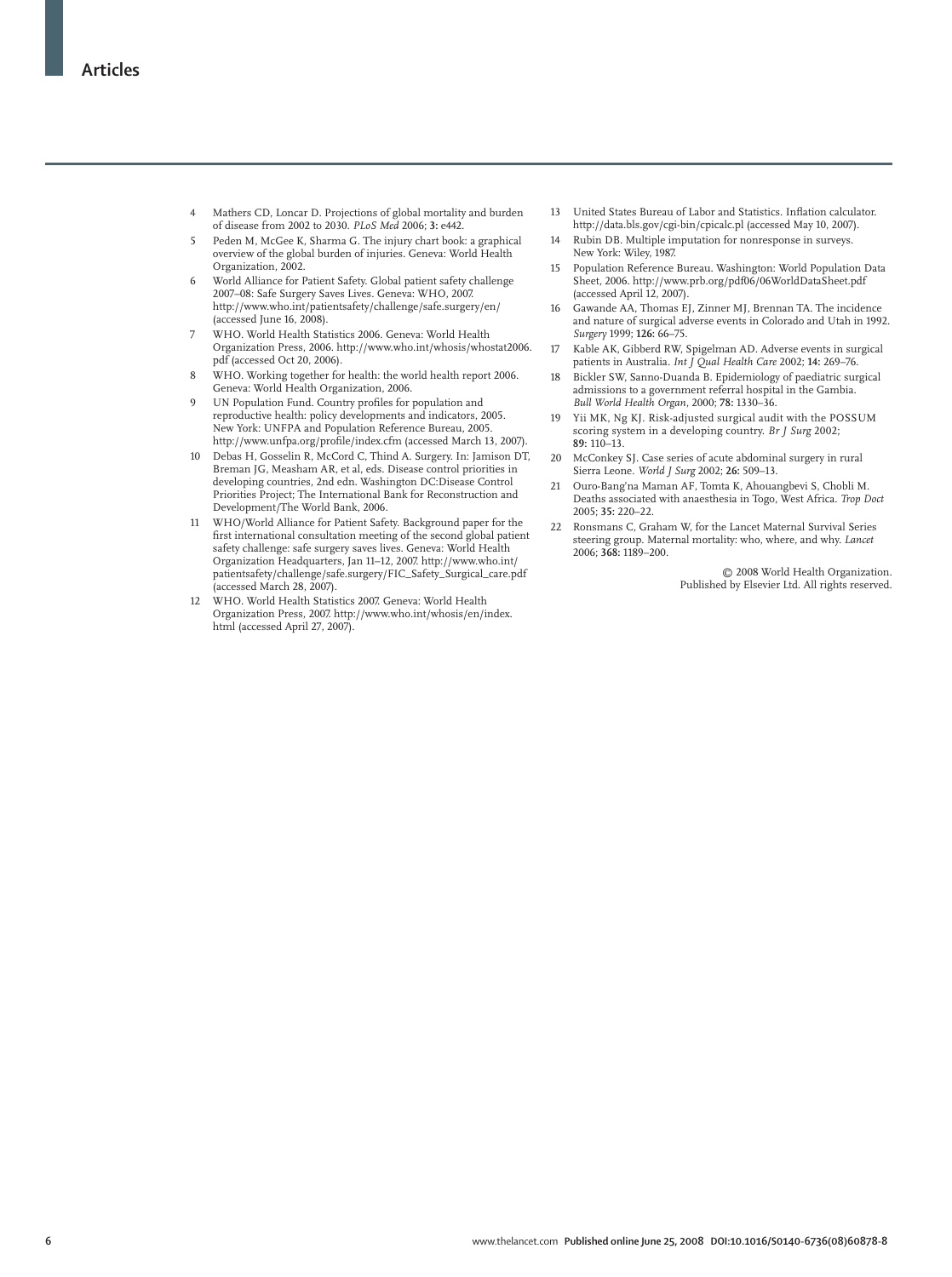4 Mathers CD, Loncar D. Projections of global mortality and burden of disease from 2002 to 2030. *PLoS Med* 2006; **3:** e442.

5 Peden M, McGee K, Sharma G. The injury chart book: a graphical overview of the global burden of injuries. Geneva: World Health Organization, 2002.

6 World Alliance for Patient Safety. Global patient safety challenge 2007–08: Safe Surgery Saves Lives. Geneva: WHO, 2007. http://www.who.int/patientsafety/challenge/safe.surgery/en/ (accessed June 16, 2008).

7 WHO. World Health Statistics 2006. Geneva: World Health Organization Press, 2006. http://www.who.int/whosis/whostat2006.pdf (accessed Oct 20, 2006).

8 WHO. Working together for health: the world health report 2006. Geneva: World Health Organization, 2006.

9 UN Population Fund. Country profiles for population and reproductive health: policy developments and indicators, 2005. New York: UNFPA and Population Reference Bureau, 2005. http://www.unfpa.org/profile/index.cfm (accessed March 13, 2007).

10 Debas H, Gosselin R, McCord C, Thind A. Surgery. In: Jamison DT, Breman JG, Measham AR, et al, eds. Disease control priorities in developing countries, 2nd edn. Washington DC:Disease Control Priorities Project; The International Bank for Reconstruction and Development/The World Bank, 2006.

11 WHO/World Alliance for Patient Safety. Background paper for the first international consultation meeting of the second global patient safety challenge: safe surgery saves lives. Geneva: World Health Organization Headquarters, Jan 11–12, 2007. http://www.who.int/patientsafety/challenge/safe.surgery/FIC_Safety_Surgical_care.pdf (accessed March 28, 2007).

12 WHO. World Health Statistics 2007. Geneva: World Health Organization Press, 2007. http://www.who.int/whosis/en/index.html (accessed April 27, 2007).

13 United States Bureau of Labor and Statistics. Inflation calculator. http://data.bls.gov/cgi-bin/cpicalc.pl (accessed May 10, 2007).

14 Rubin DB. Multiple imputation for nonresponse in surveys. New York: Wiley, 1987.

15 Population Reference Bureau. Washington: World Population Data Sheet, 2006. http://www.prb.org/pdf06/06WorldDataSheet.pdf (accessed April 12, 2007).

16 Gawande AA, Thomas EJ, Zinner MJ, Brennan TA. The incidence and nature of surgical adverse events in Colorado and Utah in 1992. *Surgery* 1999; **126:** 66–75.

17 Kable AK, Gibberd RW, Spigelman AD. Adverse events in surgical patients in Australia. *Int J Qual Health Care* 2002; **14:** 269–76.

18 Bickler SW, Sanno-Duanda B. Epidemiology of paediatric surgical admissions to a government referral hospital in the Gambia. *Bull World Health Organ*, 2000; **78:** 1330–36.

19 Yii MK, Ng KJ. Risk-adjusted surgical audit with the POSSUM scoring system in a developing country. *Br J Surg* 2002; **89:** 110–13.

20 McConkey SJ. Case series of acute abdominal surgery in rural Sierra Leone. *World J Surg* 2002; **26:** 509–13.

21 Ouro-Bang'na Maman AF, Tomta K, Ahouangbevi S, Chobli M. Deaths associated with anaesthesia in Togo, West Africa. *Trop Doct* 2005; **35:** 220–22.

22 Ronsmans C, Graham W, for the Lancet Maternal Survival Series steering group. Maternal mortality: who, where, and why. *Lancet* 2006; **368:** 1189–200.

© 2008 World Health Organization.
Published by Elsevier Ltd. All rights reserved.